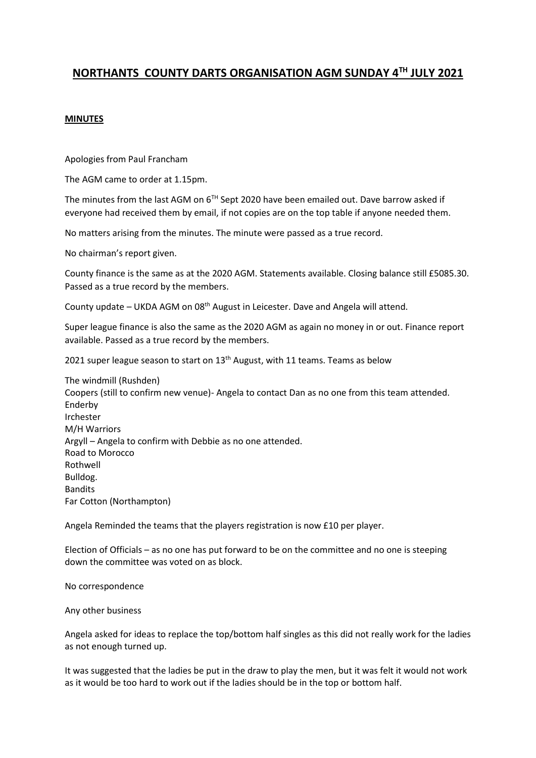# NORTHANTS COUNTY DARTS ORGANISATION AGM SUNDAY 4TH JULY 2021

**MINUTES**

Apologies from Paul Francham

The AGM came to order at 1.15pm.

The minutes from the last AGM on 6TH Sept 2020 have been emailed out. Dave barrow asked if everyone had received them by email, if not copies are on the top table if anyone needed them.

No matters arising from the minutes. The minute were passed as a true record.

No chairman's report given.

County finance is the same as at the 2020 AGM. Statements available. Closing balance still £5085.30. Passed as a true record by the members.

County update – UKDA AGM on 08th August in Leicester. Dave and Angela will attend.

Super league finance is also the same as the 2020 AGM as again no money in or out. Finance report available. Passed as a true record by the members.

2021 super league season to start on 13th August, with 11 teams. Teams as below

The windmill (Rushden)
Coopers (still to confirm new venue)- Angela to contact Dan as no one from this team attended.
Enderby
Irchester
M/H Warriors
Argyll – Angela to confirm with Debbie as no one attended.
Road to Morocco
Rothwell
Bulldog.
Bandits
Far Cotton (Northampton)

Angela Reminded the teams that the players registration is now £10 per player.

Election of Officials – as no one has put forward to be on the committee and no one is steeping down the committee was voted on as block.

No correspondence

Any other business

Angela asked for ideas to replace the top/bottom half singles as this did not really work for the ladies as not enough turned up.

It was suggested that the ladies be put in the draw to play the men, but it was felt it would not work as it would be too hard to work out if the ladies should be in the top or bottom half.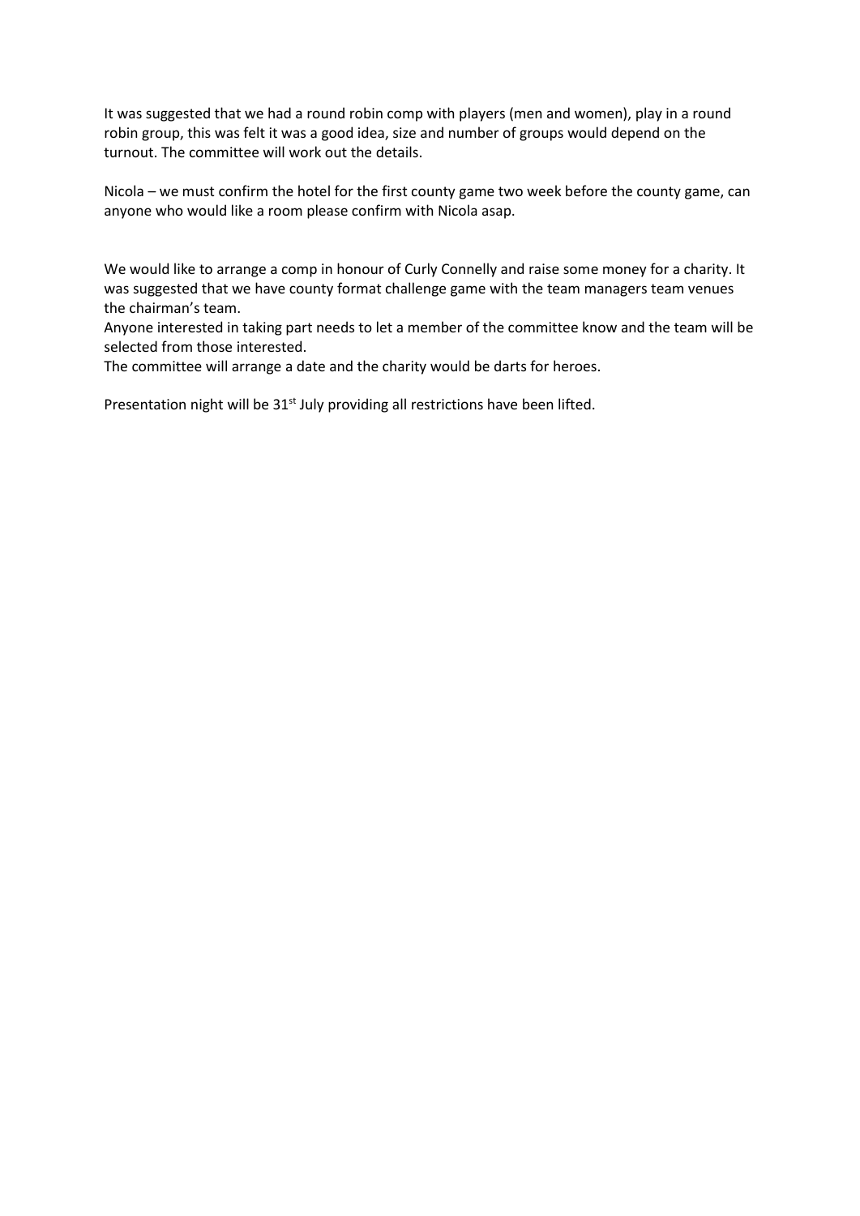It was suggested that we had a round robin comp with players (men and women), play in a round robin group, this was felt it was a good idea, size and number of groups would depend on the turnout. The committee will work out the details.

Nicola – we must confirm the hotel for the first county game two week before the county game, can anyone who would like a room please confirm with Nicola asap.

We would like to arrange a comp in honour of Curly Connelly and raise some money for a charity. It was suggested that we have county format challenge game with the team managers team venues the chairman's team.
Anyone interested in taking part needs to let a member of the committee know and the team will be selected from those interested.
The committee will arrange a date and the charity would be darts for heroes.

Presentation night will be 31st July providing all restrictions have been lifted.